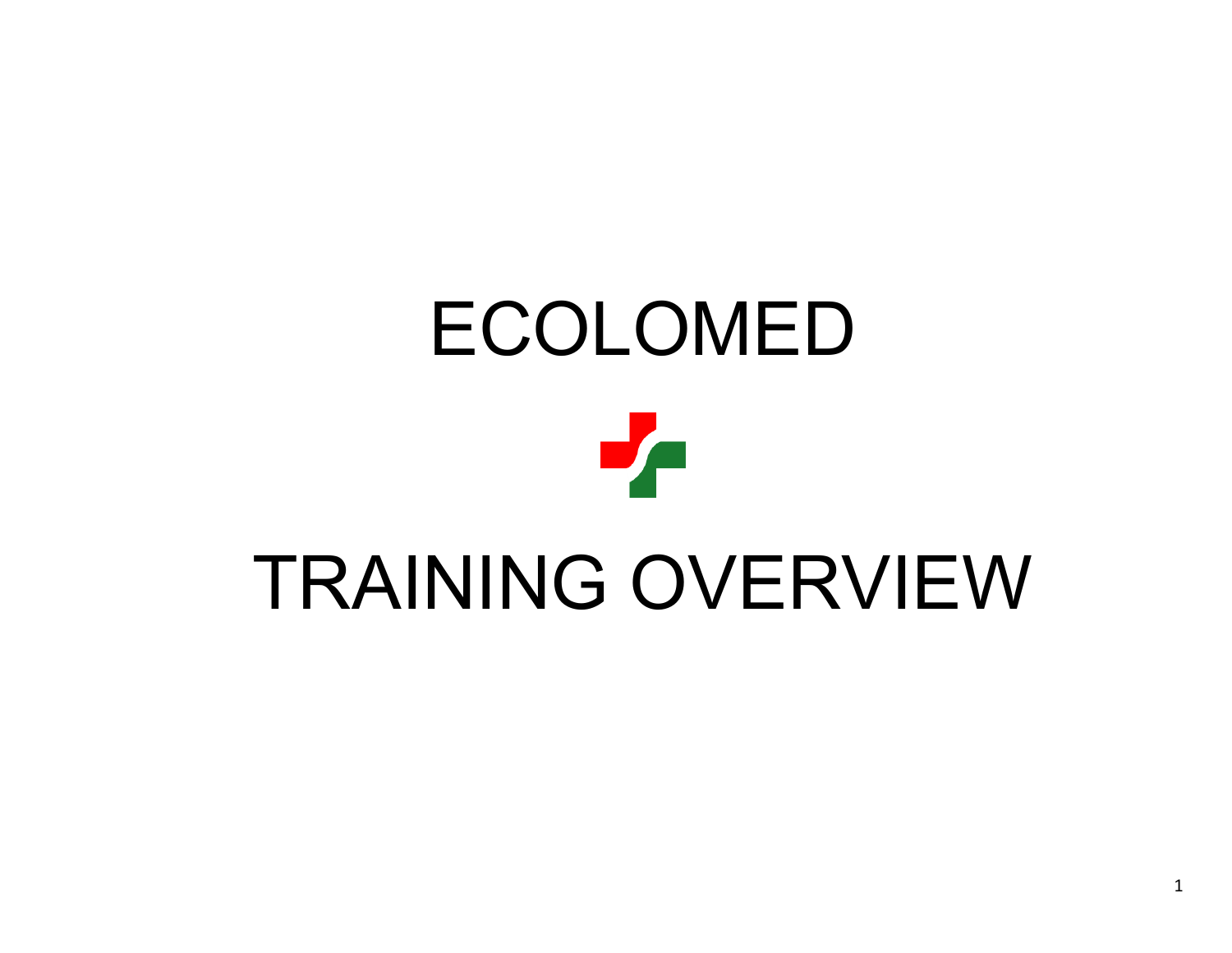# ECOLOMED

# TRAINING OVERVIEW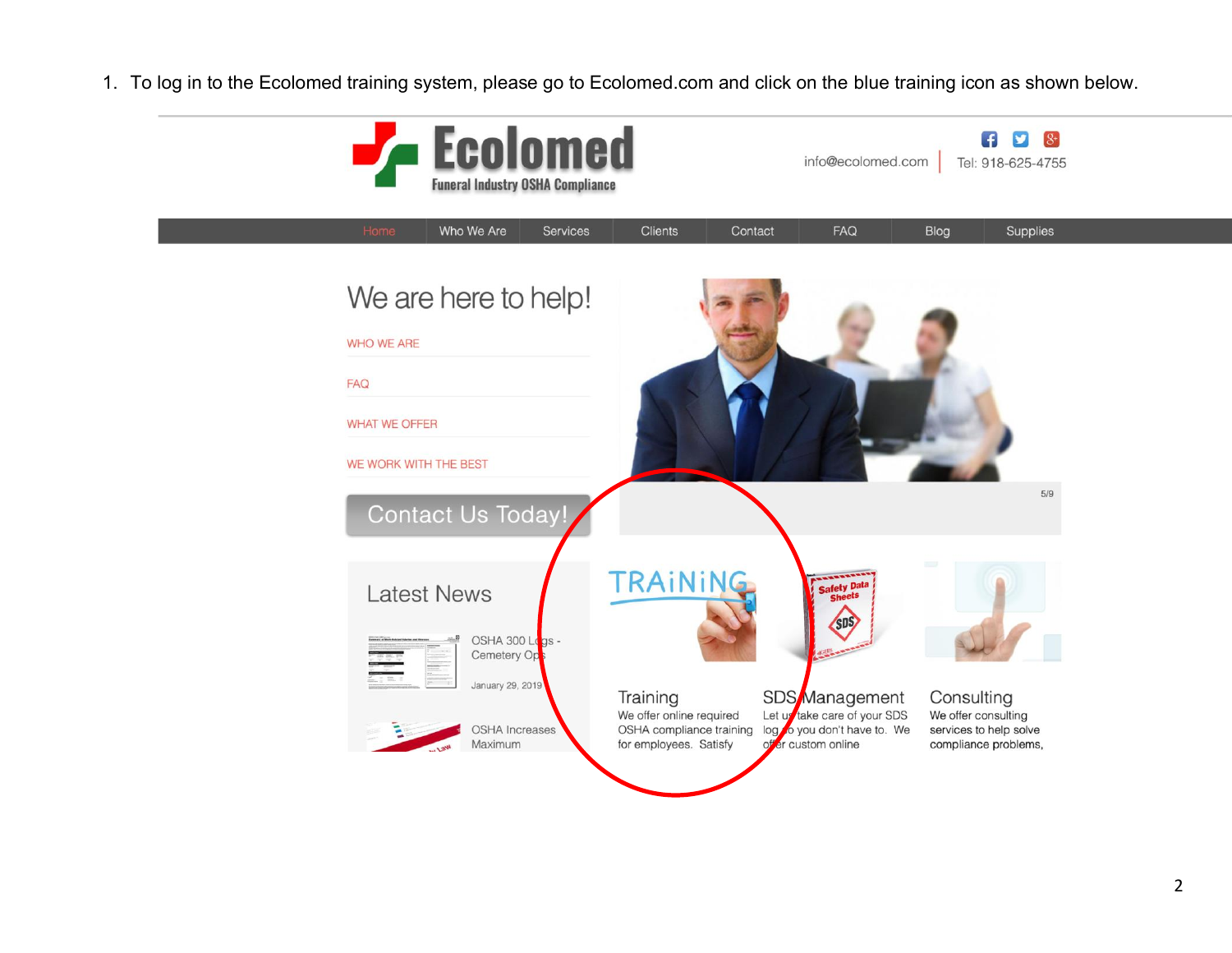1. To log in to the Ecolomed training system, please go to Ecolomed.com and click on the blue training icon as shown below.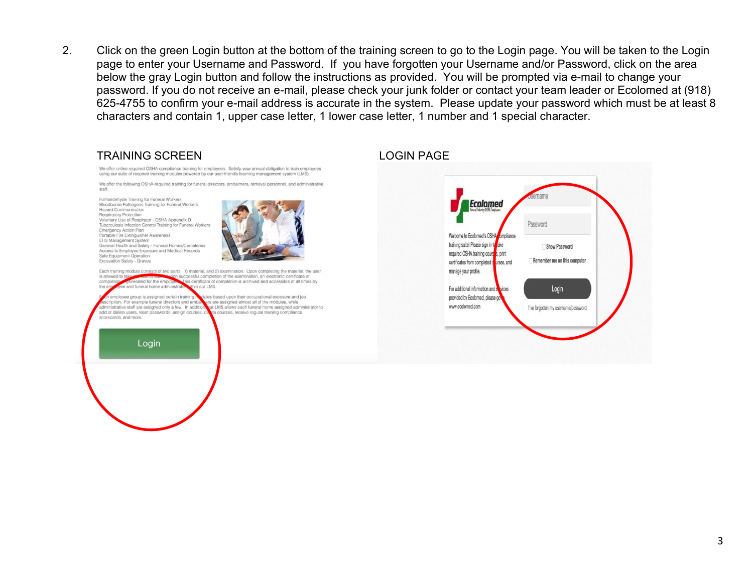2. Click on the green Login button at the bottom of the training screen to go to the Login page. You will be taken to the Login page to enter your Username and Password. If you have forgotten your Username and/or Password, click on the area below the gray Login button and follow the instructions as provided. You will be prompted via e-mail to change your password. If you do not receive an e-mail, please check your junk folder or contact your team leader or Ecolomed at (918) 625-4755 to confirm your e-mail address is accurate in the system. Please update your password which must be at least 8 characters and contain 1, upper case letter, 1 lower case letter, 1 number and 1 special character.

TRAINING SCREEN

LOGIN PAGE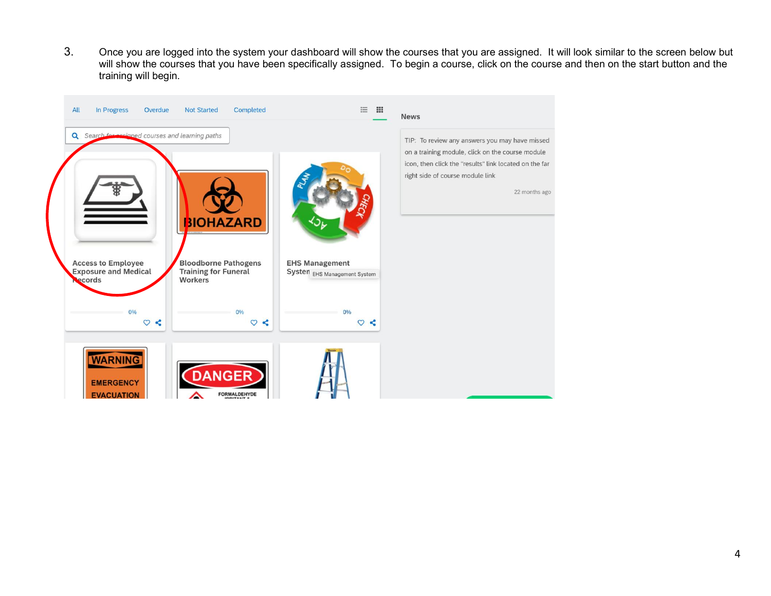3. Once you are logged into the system your dashboard will show the courses that you are assigned. It will look similar to the screen below but will show the courses that you have been specifically assigned. To begin a course, click on the course and then on the start button and the training will begin.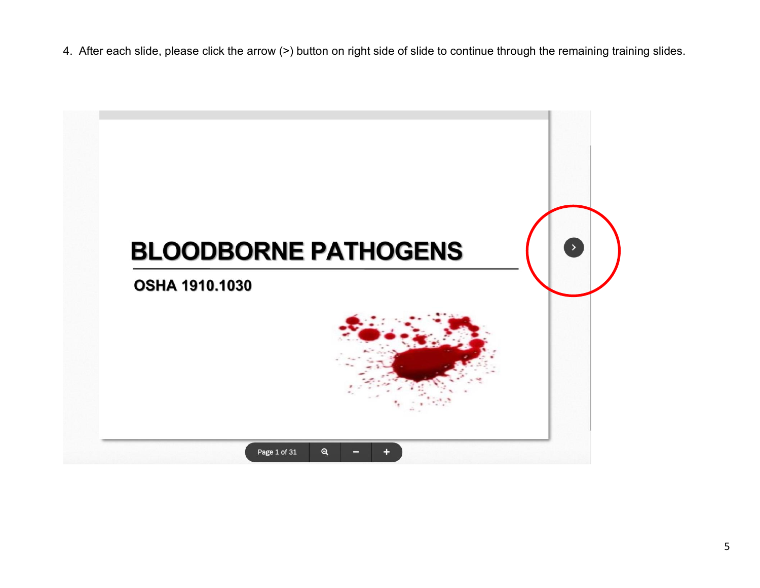4. After each slide, please click the arrow (>) button on right side of slide to continue through the remaining training slides.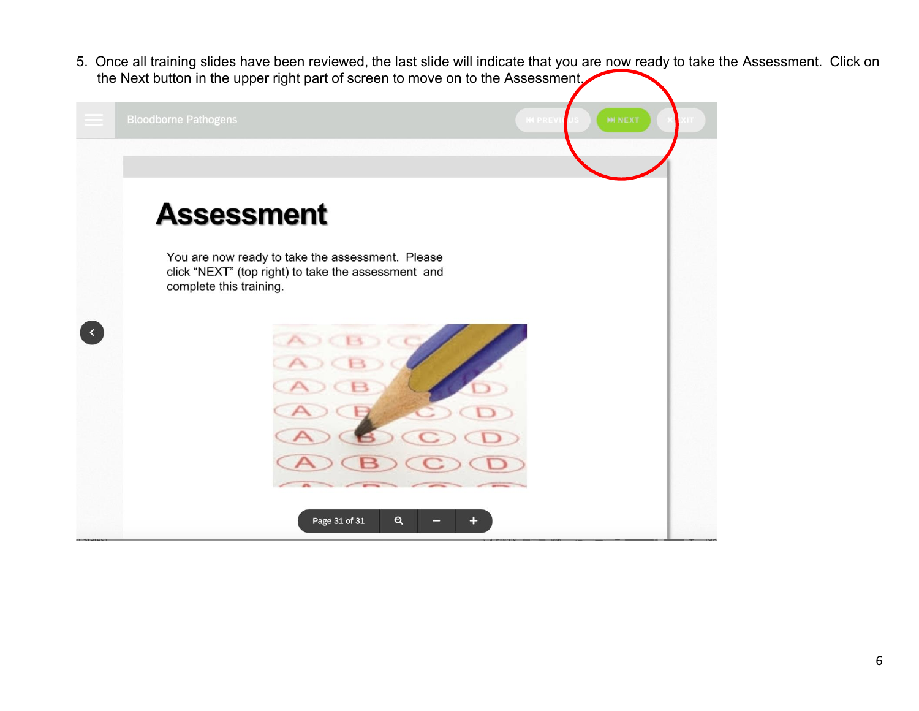5. Once all training slides have been reviewed, the last slide will indicate that you are now ready to take the Assessment. Click on the Next button in the upper right part of screen to move on to the Assessment.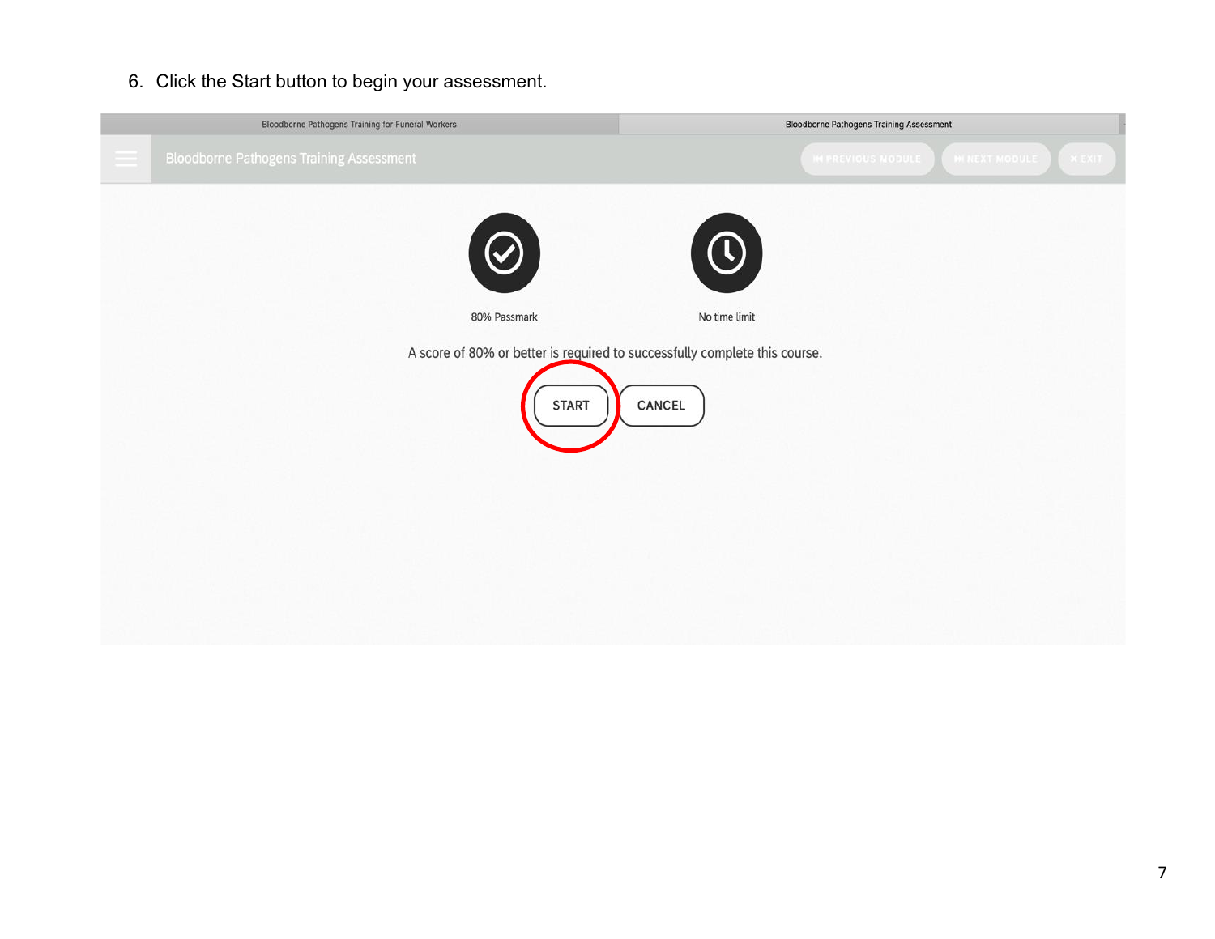6. Click the Start button to begin your assessment.

Bloodborne Pathogens Training for Funeral Workers | Bloodborne Pathogens Training Assessment

Bloodborne Pathogens Training Assessment

PREVIOUS MODULE | NEXT MODULE | EXIT

80% Passmark

No time limit

A score of 80% or better is required to successfully complete this course.

START | CANCEL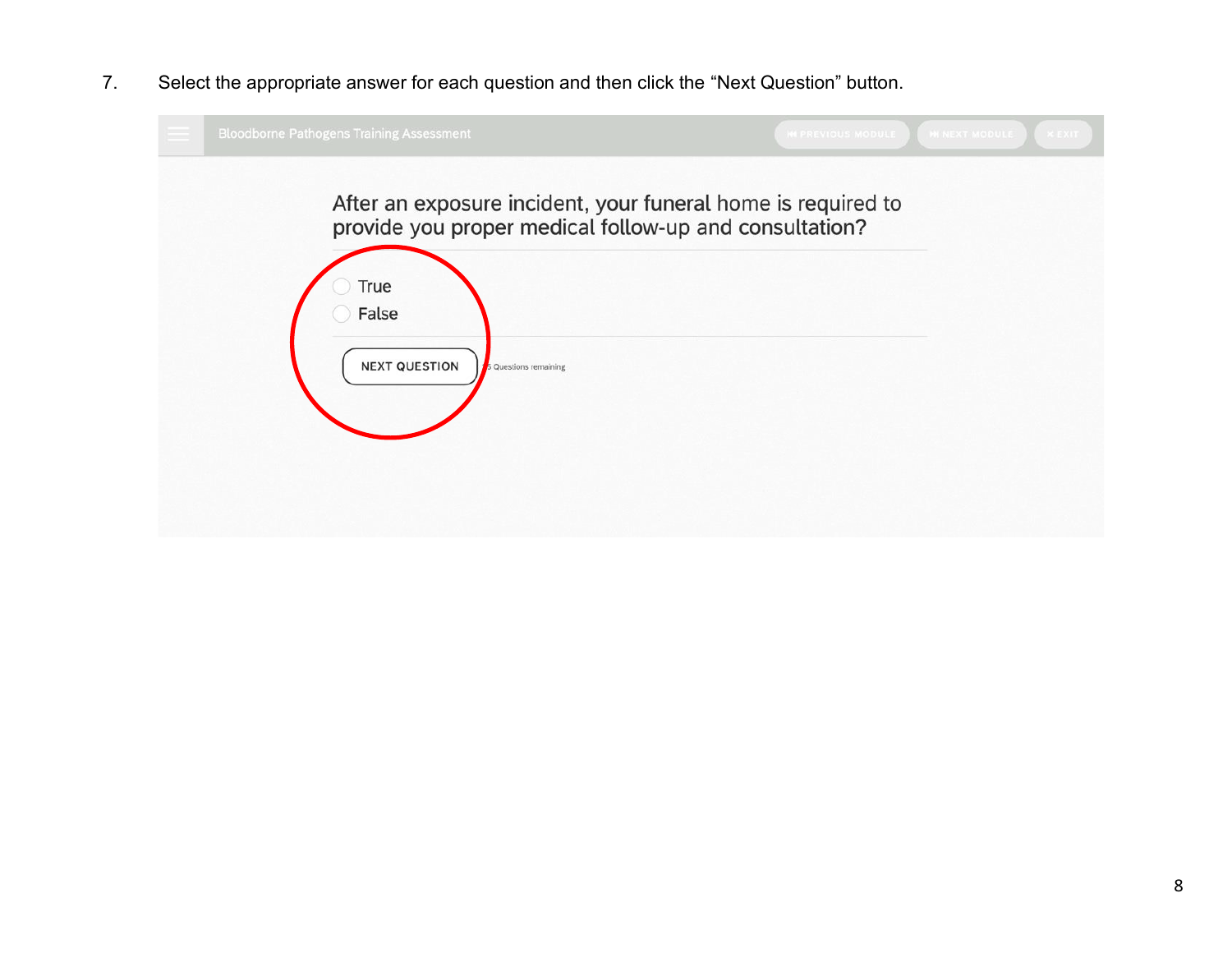7. Select the appropriate answer for each question and then click the "Next Question" button.

Bloodborne Pathogens Training Assessment

PREVIOUS MODULE | NEXT MODULE | EXIT

After an exposure incident, your funeral home is required to provide you proper medical follow-up and consultation?

- True
- False

NEXT QUESTION

5 Questions remaining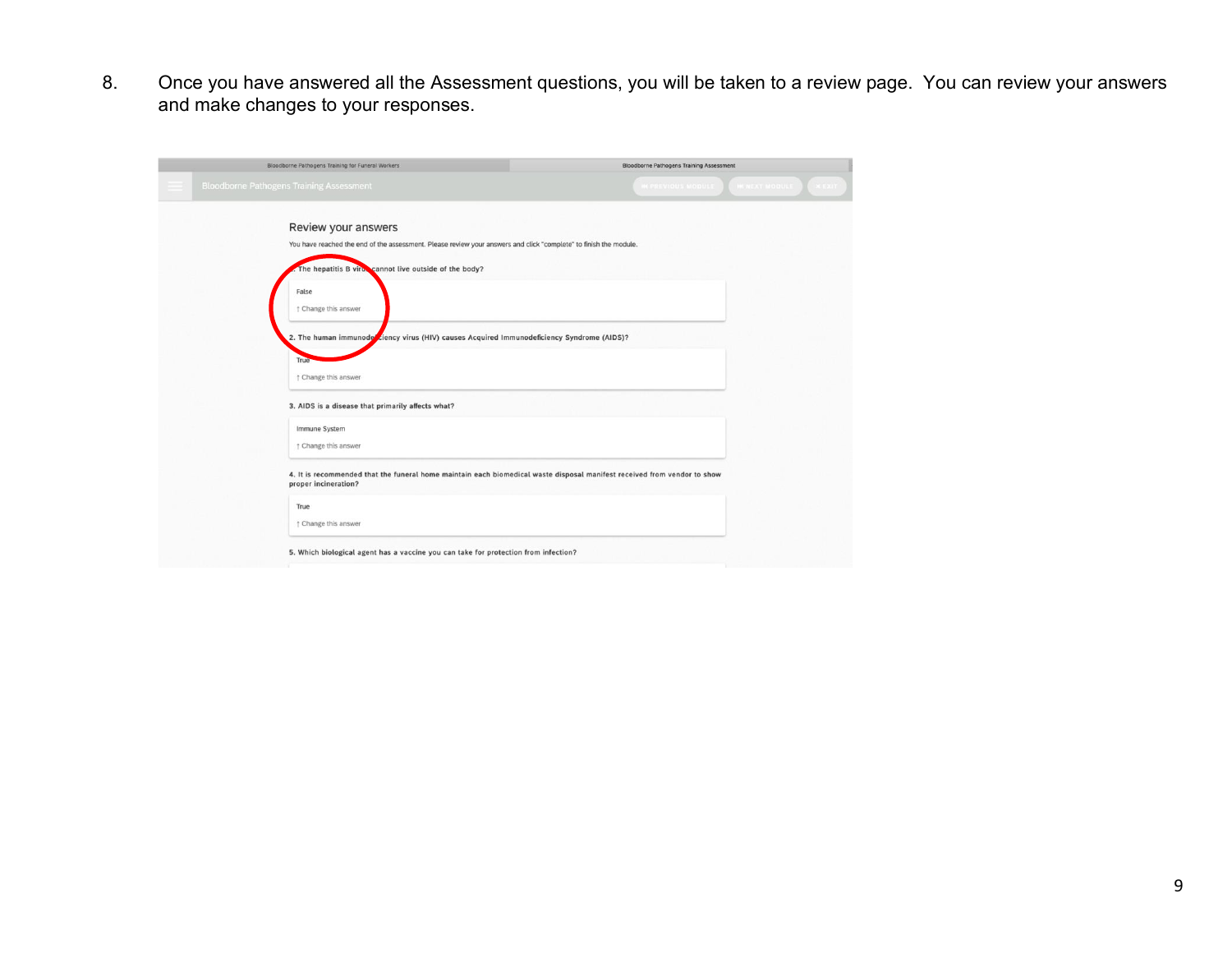8. Once you have answered all the Assessment questions, you will be taken to a review page. You can review your answers and make changes to your responses.

Bloodborne Pathogens Training for Funeral Workers | Bloodborne Pathogens Training Assessment

Bloodborne Pathogens Training Assessment

PREVIOUS MODULE | NEXT MODULE | EXIT

Review your answers

You have reached the end of the assessment. Please review your answers and click "complete" to finish the module.

1. The hepatitis B virus cannot live outside of the body?

False

↑ Change this answer

2. The human immunodeficiency virus (HIV) causes Acquired Immunodeficiency Syndrome (AIDS)?

True

↑ Change this answer

3. AIDS is a disease that primarily affects what?

Immune System

↑ Change this answer

4. It is recommended that the funeral home maintain each biomedical waste disposal manifest received from vendor to show proper incineration?

True

↑ Change this answer

5. Which biological agent has a vaccine you can take for protection from infection?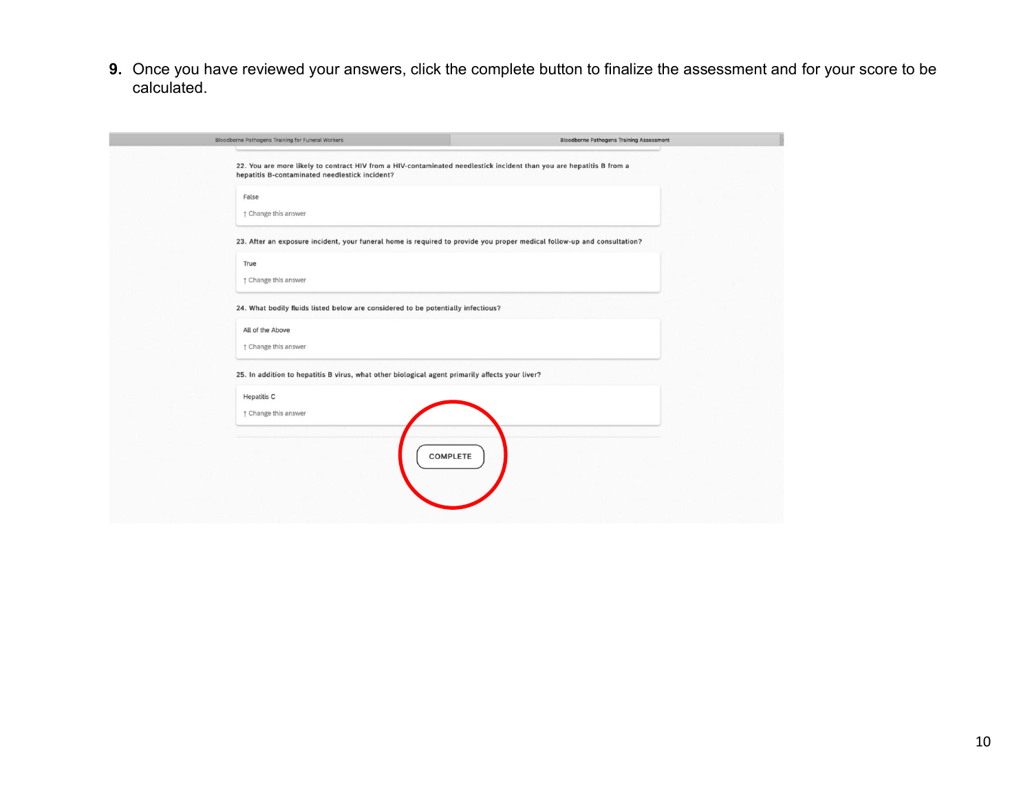9. Once you have reviewed your answers, click the complete button to finalize the assessment and for your score to be calculated.

Bloodborne Pathogens Training for Funeral Workers | Bloodborne Pathogens Training Assessment

22. You are more likely to contract HIV from a HIV-contaminated needlestick incident than you are hepatitis B from a hepatitis B-contaminated needlestick incident?

False

↑ Change this answer

23. After an exposure incident, your funeral home is required to provide you proper medical follow-up and consultation?

True

↑ Change this answer

24. What bodily fluids listed below are considered to be potentially infectious?

All of the Above

↑ Change this answer

25. In addition to hepatitis B virus, what other biological agent primarily affects your liver?

Hepatitis C

↑ Change this answer

COMPLETE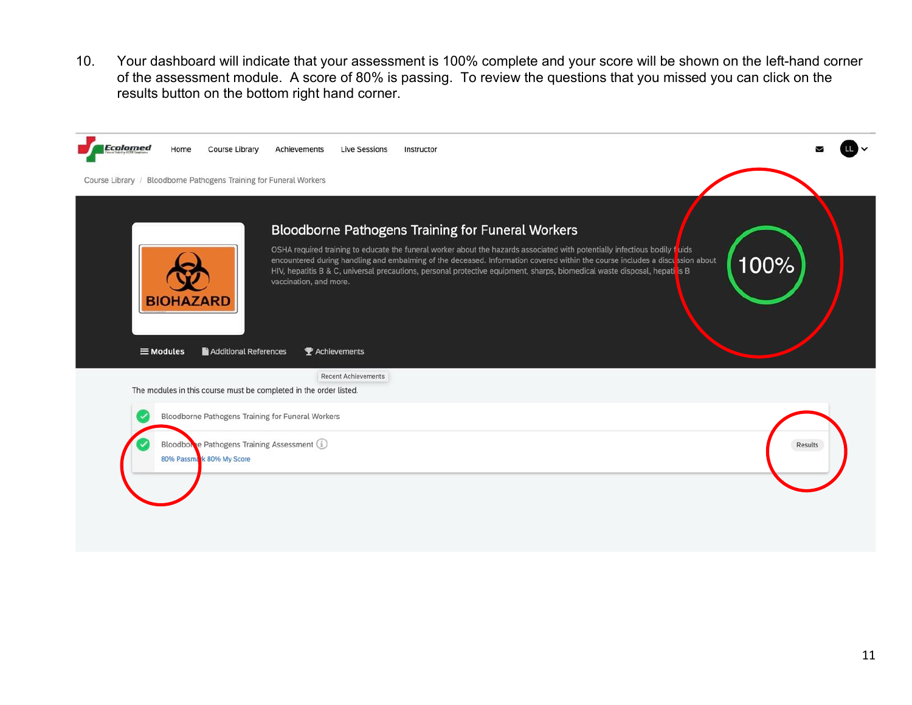10. Your dashboard will indicate that your assessment is 100% complete and your score will be shown on the left-hand corner of the assessment module. A score of 80% is passing. To review the questions that you missed you can click on the results button on the bottom right hand corner.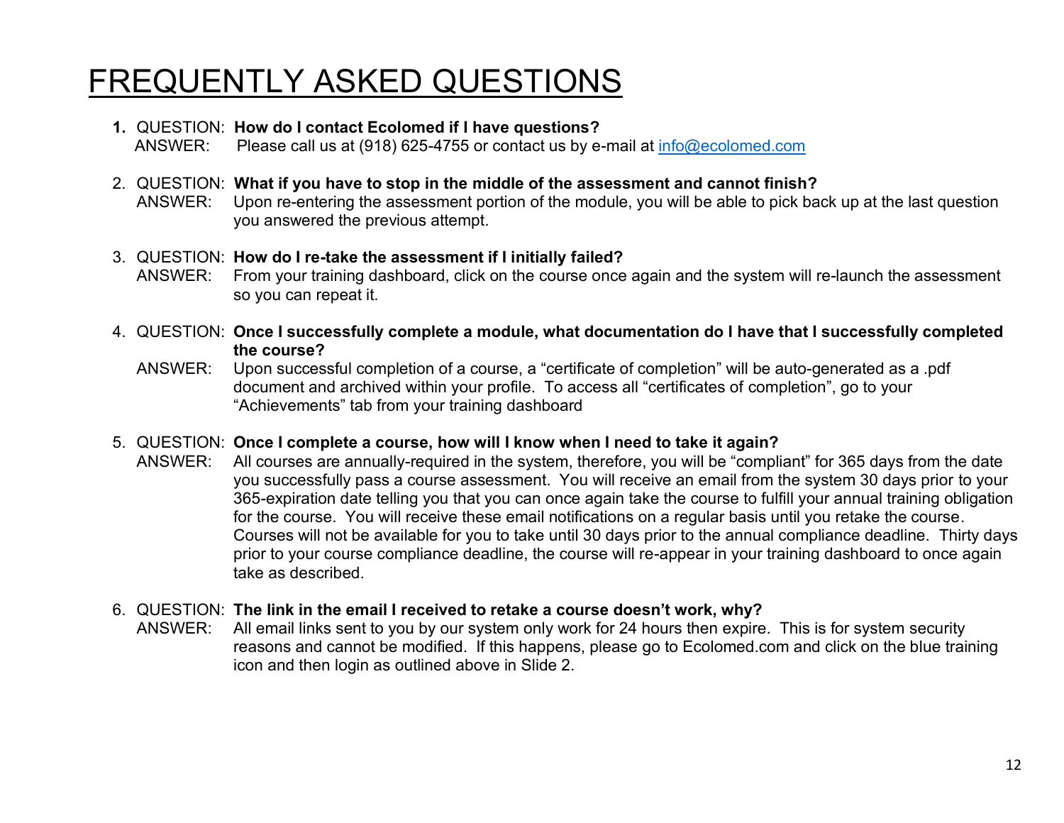# FREQUENTLY ASKED QUESTIONS

1. QUESTION: **How do I contact Ecolomed if I have questions?**
   ANSWER: Please call us at (918) 625-4755 or contact us by e-mail at info@ecolomed.com

2. QUESTION: **What if you have to stop in the middle of the assessment and cannot finish?**
   ANSWER: Upon re-entering the assessment portion of the module, you will be able to pick back up at the last question you answered the previous attempt.

3. QUESTION: **How do I re-take the assessment if I initially failed?**
   ANSWER: From your training dashboard, click on the course once again and the system will re-launch the assessment so you can repeat it.

4. QUESTION: **Once I successfully complete a module, what documentation do I have that I successfully completed the course?**
   ANSWER: Upon successful completion of a course, a "certificate of completion" will be auto-generated as a .pdf document and archived within your profile. To access all "certificates of completion", go to your "Achievements" tab from your training dashboard

5. QUESTION: **Once I complete a course, how will I know when I need to take it again?**
   ANSWER: All courses are annually-required in the system, therefore, you will be "compliant" for 365 days from the date you successfully pass a course assessment. You will receive an email from the system 30 days prior to your 365-expiration date telling you that you can once again take the course to fulfill your annual training obligation for the course. You will receive these email notifications on a regular basis until you retake the course. Courses will not be available for you to take until 30 days prior to the annual compliance deadline. Thirty days prior to your course compliance deadline, the course will re-appear in your training dashboard to once again take as described.

6. QUESTION: **The link in the email I received to retake a course doesn't work, why?**
   ANSWER: All email links sent to you by our system only work for 24 hours then expire. This is for system security reasons and cannot be modified. If this happens, please go to Ecolomed.com and click on the blue training icon and then login as outlined above in Slide 2.